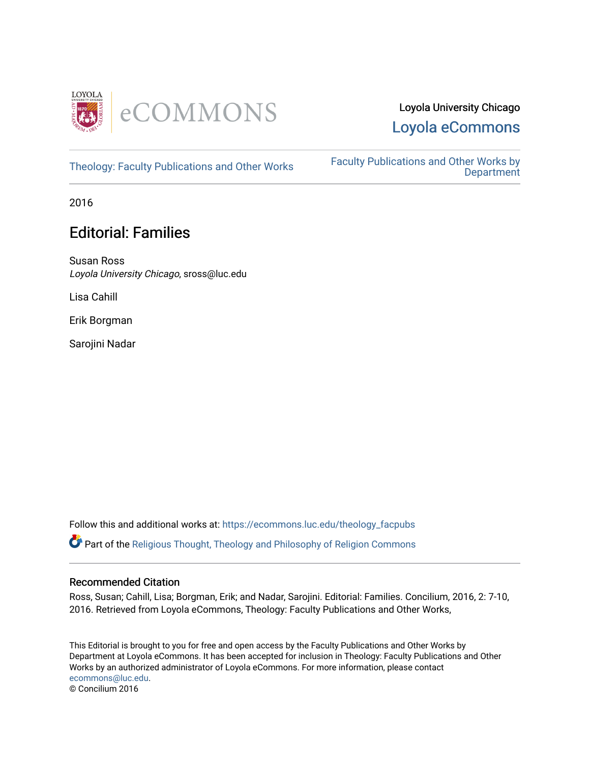Loyola University Chicago
Loyola eCommons

Theology: Faculty Publications and Other Works

Faculty Publications and Other Works by Department

2016

# Editorial: Families

Susan Ross
*Loyola University Chicago*, sross@luc.edu

Lisa Cahill

Erik Borgman

Sarojini Nadar

Follow this and additional works at: https://ecommons.luc.edu/theology_facpubs

Part of the Religious Thought, Theology and Philosophy of Religion Commons

## Recommended Citation

Ross, Susan; Cahill, Lisa; Borgman, Erik; and Nadar, Sarojini. Editorial: Families. Concilium, 2016, 2: 7-10, 2016. Retrieved from Loyola eCommons, Theology: Faculty Publications and Other Works,

This Editorial is brought to you for free and open access by the Faculty Publications and Other Works by Department at Loyola eCommons. It has been accepted for inclusion in Theology: Faculty Publications and Other Works by an authorized administrator of Loyola eCommons. For more information, please contact ecommons@luc.edu.
© Concilium 2016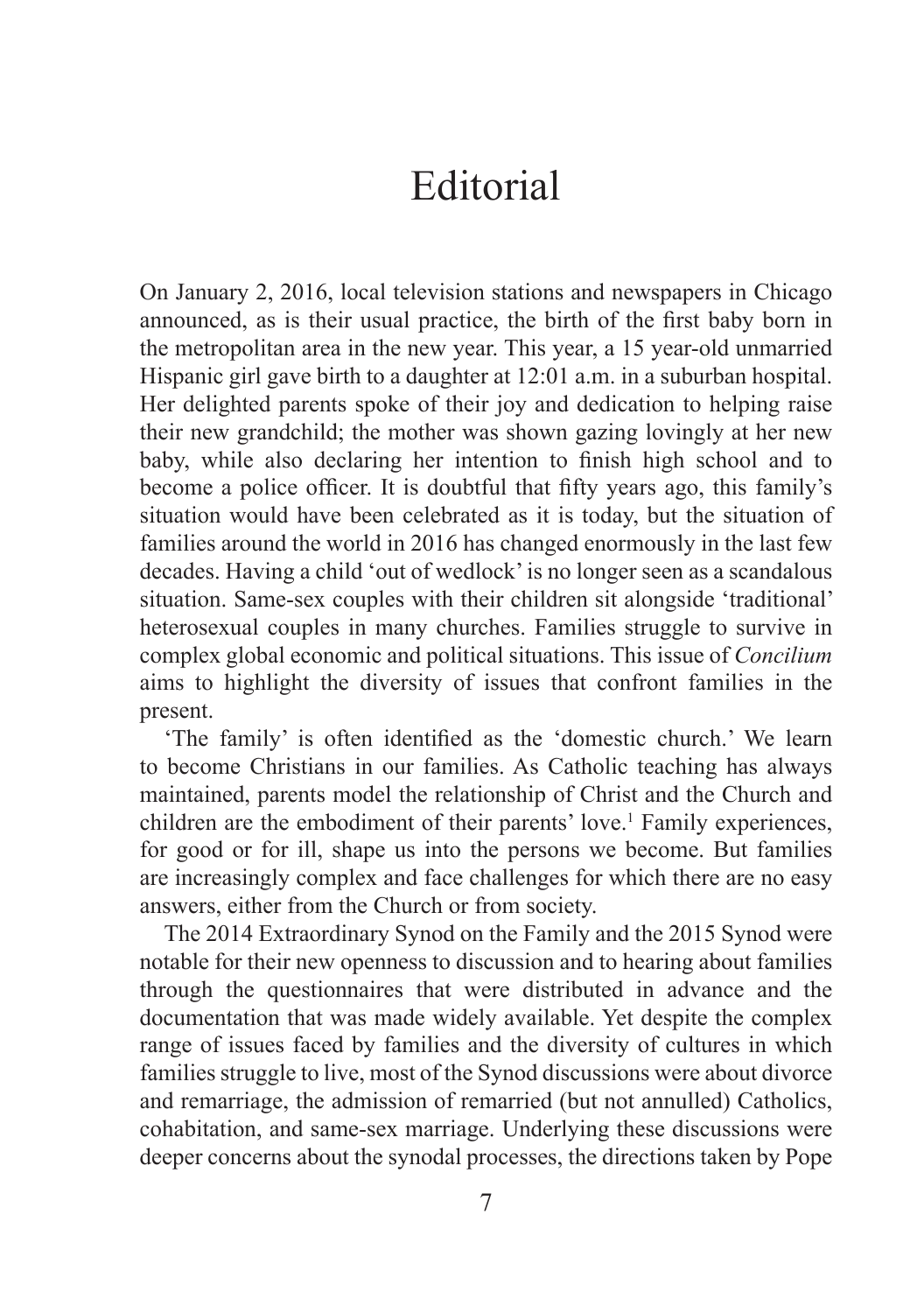# Editorial

On January 2, 2016, local television stations and newspapers in Chicago announced, as is their usual practice, the birth of the first baby born in the metropolitan area in the new year. This year, a 15 year-old unmarried Hispanic girl gave birth to a daughter at 12:01 a.m. in a suburban hospital. Her delighted parents spoke of their joy and dedication to helping raise their new grandchild; the mother was shown gazing lovingly at her new baby, while also declaring her intention to finish high school and to become a police officer. It is doubtful that fifty years ago, this family's situation would have been celebrated as it is today, but the situation of families around the world in 2016 has changed enormously in the last few decades. Having a child 'out of wedlock' is no longer seen as a scandalous situation. Same-sex couples with their children sit alongside 'traditional' heterosexual couples in many churches. Families struggle to survive in complex global economic and political situations. This issue of *Concilium* aims to highlight the diversity of issues that confront families in the present.

'The family' is often identified as the 'domestic church.' We learn to become Christians in our families. As Catholic teaching has always maintained, parents model the relationship of Christ and the Church and children are the embodiment of their parents' love.[1] Family experiences, for good or for ill, shape us into the persons we become. But families are increasingly complex and face challenges for which there are no easy answers, either from the Church or from society.

The 2014 Extraordinary Synod on the Family and the 2015 Synod were notable for their new openness to discussion and to hearing about families through the questionnaires that were distributed in advance and the documentation that was made widely available. Yet despite the complex range of issues faced by families and the diversity of cultures in which families struggle to live, most of the Synod discussions were about divorce and remarriage, the admission of remarried (but not annulled) Catholics, cohabitation, and same-sex marriage. Underlying these discussions were deeper concerns about the synodal processes, the directions taken by Pope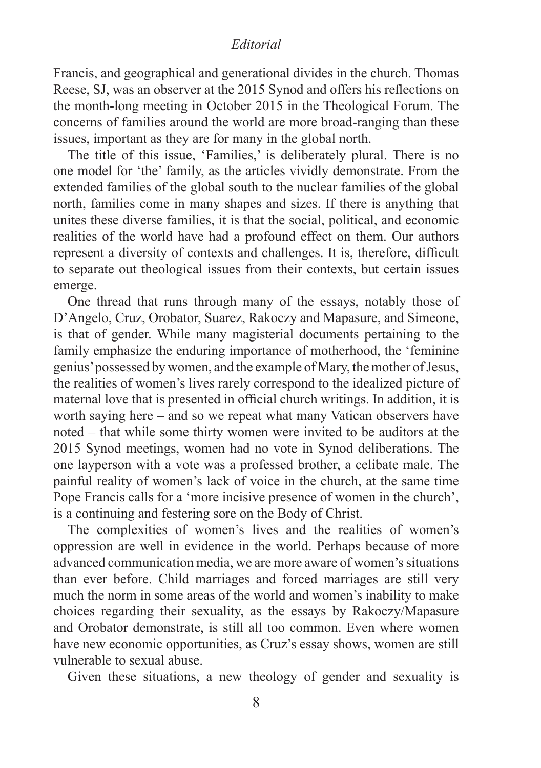Francis, and geographical and generational divides in the church. Thomas Reese, SJ, was an observer at the 2015 Synod and offers his reflections on the month-long meeting in October 2015 in the Theological Forum. The concerns of families around the world are more broad-ranging than these issues, important as they are for many in the global north.

The title of this issue, 'Families,' is deliberately plural. There is no one model for 'the' family, as the articles vividly demonstrate. From the extended families of the global south to the nuclear families of the global north, families come in many shapes and sizes. If there is anything that unites these diverse families, it is that the social, political, and economic realities of the world have had a profound effect on them. Our authors represent a diversity of contexts and challenges. It is, therefore, difficult to separate out theological issues from their contexts, but certain issues emerge.

One thread that runs through many of the essays, notably those of D'Angelo, Cruz, Orobator, Suarez, Rakoczy and Mapasure, and Simeone, is that of gender. While many magisterial documents pertaining to the family emphasize the enduring importance of motherhood, the 'feminine genius' possessed by women, and the example of Mary, the mother of Jesus, the realities of women's lives rarely correspond to the idealized picture of maternal love that is presented in official church writings. In addition, it is worth saying here – and so we repeat what many Vatican observers have noted – that while some thirty women were invited to be auditors at the 2015 Synod meetings, women had no vote in Synod deliberations. The one layperson with a vote was a professed brother, a celibate male. The painful reality of women's lack of voice in the church, at the same time Pope Francis calls for a 'more incisive presence of women in the church', is a continuing and festering sore on the Body of Christ.

The complexities of women's lives and the realities of women's oppression are well in evidence in the world. Perhaps because of more advanced communication media, we are more aware of women's situations than ever before. Child marriages and forced marriages are still very much the norm in some areas of the world and women's inability to make choices regarding their sexuality, as the essays by Rakoczy/Mapasure and Orobator demonstrate, is still all too common. Even where women have new economic opportunities, as Cruz's essay shows, women are still vulnerable to sexual abuse.

Given these situations, a new theology of gender and sexuality is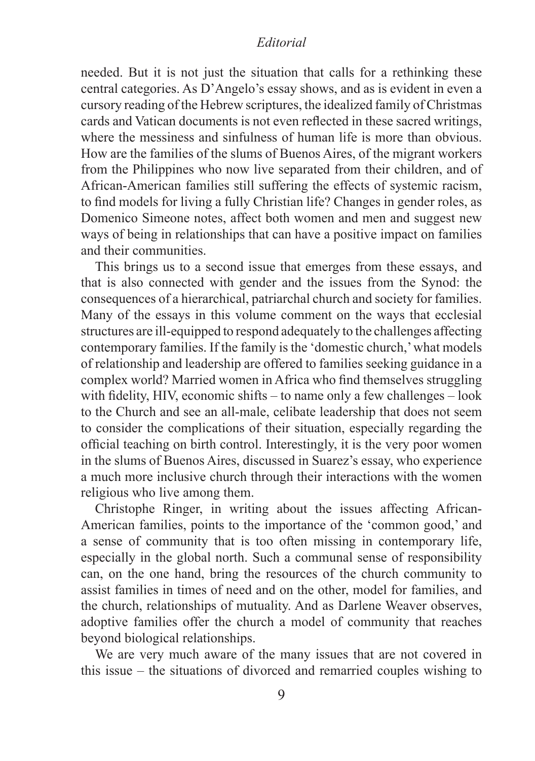needed. But it is not just the situation that calls for a rethinking these central categories. As D'Angelo's essay shows, and as is evident in even a cursory reading of the Hebrew scriptures, the idealized family of Christmas cards and Vatican documents is not even reflected in these sacred writings, where the messiness and sinfulness of human life is more than obvious. How are the families of the slums of Buenos Aires, of the migrant workers from the Philippines who now live separated from their children, and of African-American families still suffering the effects of systemic racism, to find models for living a fully Christian life? Changes in gender roles, as Domenico Simeone notes, affect both women and men and suggest new ways of being in relationships that can have a positive impact on families and their communities.

This brings us to a second issue that emerges from these essays, and that is also connected with gender and the issues from the Synod: the consequences of a hierarchical, patriarchal church and society for families. Many of the essays in this volume comment on the ways that ecclesial structures are ill-equipped to respond adequately to the challenges affecting contemporary families. If the family is the 'domestic church,' what models of relationship and leadership are offered to families seeking guidance in a complex world? Married women in Africa who find themselves struggling with fidelity, HIV, economic shifts – to name only a few challenges – look to the Church and see an all-male, celibate leadership that does not seem to consider the complications of their situation, especially regarding the official teaching on birth control. Interestingly, it is the very poor women in the slums of Buenos Aires, discussed in Suarez's essay, who experience a much more inclusive church through their interactions with the women religious who live among them.

Christophe Ringer, in writing about the issues affecting African-American families, points to the importance of the 'common good,' and a sense of community that is too often missing in contemporary life, especially in the global north. Such a communal sense of responsibility can, on the one hand, bring the resources of the church community to assist families in times of need and on the other, model for families, and the church, relationships of mutuality. And as Darlene Weaver observes, adoptive families offer the church a model of community that reaches beyond biological relationships.

We are very much aware of the many issues that are not covered in this issue – the situations of divorced and remarried couples wishing to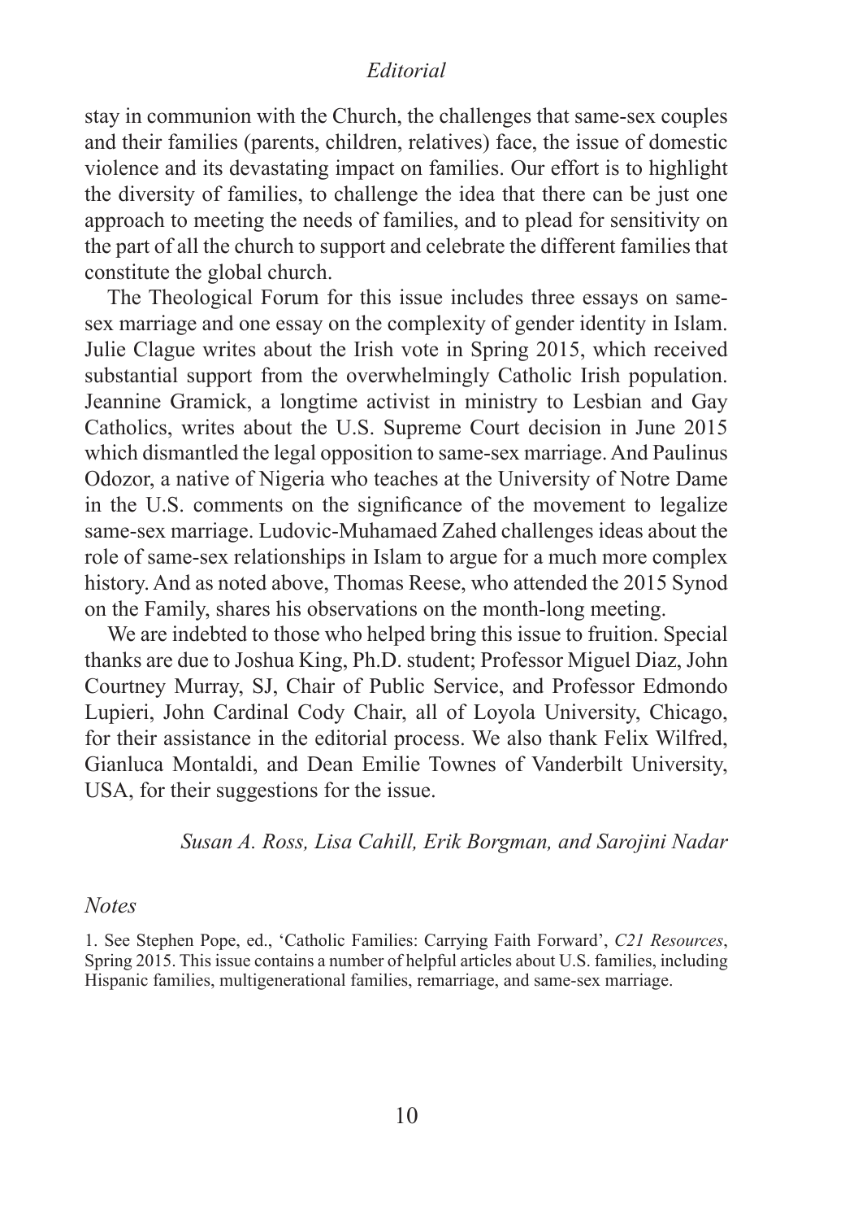stay in communion with the Church, the challenges that same-sex couples and their families (parents, children, relatives) face, the issue of domestic violence and its devastating impact on families. Our effort is to highlight the diversity of families, to challenge the idea that there can be just one approach to meeting the needs of families, and to plead for sensitivity on the part of all the church to support and celebrate the different families that constitute the global church.

The Theological Forum for this issue includes three essays on same-sex marriage and one essay on the complexity of gender identity in Islam. Julie Clague writes about the Irish vote in Spring 2015, which received substantial support from the overwhelmingly Catholic Irish population. Jeannine Gramick, a longtime activist in ministry to Lesbian and Gay Catholics, writes about the U.S. Supreme Court decision in June 2015 which dismantled the legal opposition to same-sex marriage. And Paulinus Odozor, a native of Nigeria who teaches at the University of Notre Dame in the U.S. comments on the significance of the movement to legalize same-sex marriage. Ludovic-Muhamaed Zahed challenges ideas about the role of same-sex relationships in Islam to argue for a much more complex history. And as noted above, Thomas Reese, who attended the 2015 Synod on the Family, shares his observations on the month-long meeting.

We are indebted to those who helped bring this issue to fruition. Special thanks are due to Joshua King, Ph.D. student; Professor Miguel Diaz, John Courtney Murray, SJ, Chair of Public Service, and Professor Edmondo Lupieri, John Cardinal Cody Chair, all of Loyola University, Chicago, for their assistance in the editorial process. We also thank Felix Wilfred, Gianluca Montaldi, and Dean Emilie Townes of Vanderbilt University, USA, for their suggestions for the issue.

*Susan A. Ross, Lisa Cahill, Erik Borgman, and Sarojini Nadar*

*Notes*

1. See Stephen Pope, ed., 'Catholic Families: Carrying Faith Forward', *C21 Resources*, Spring 2015. This issue contains a number of helpful articles about U.S. families, including Hispanic families, multigenerational families, remarriage, and same-sex marriage.